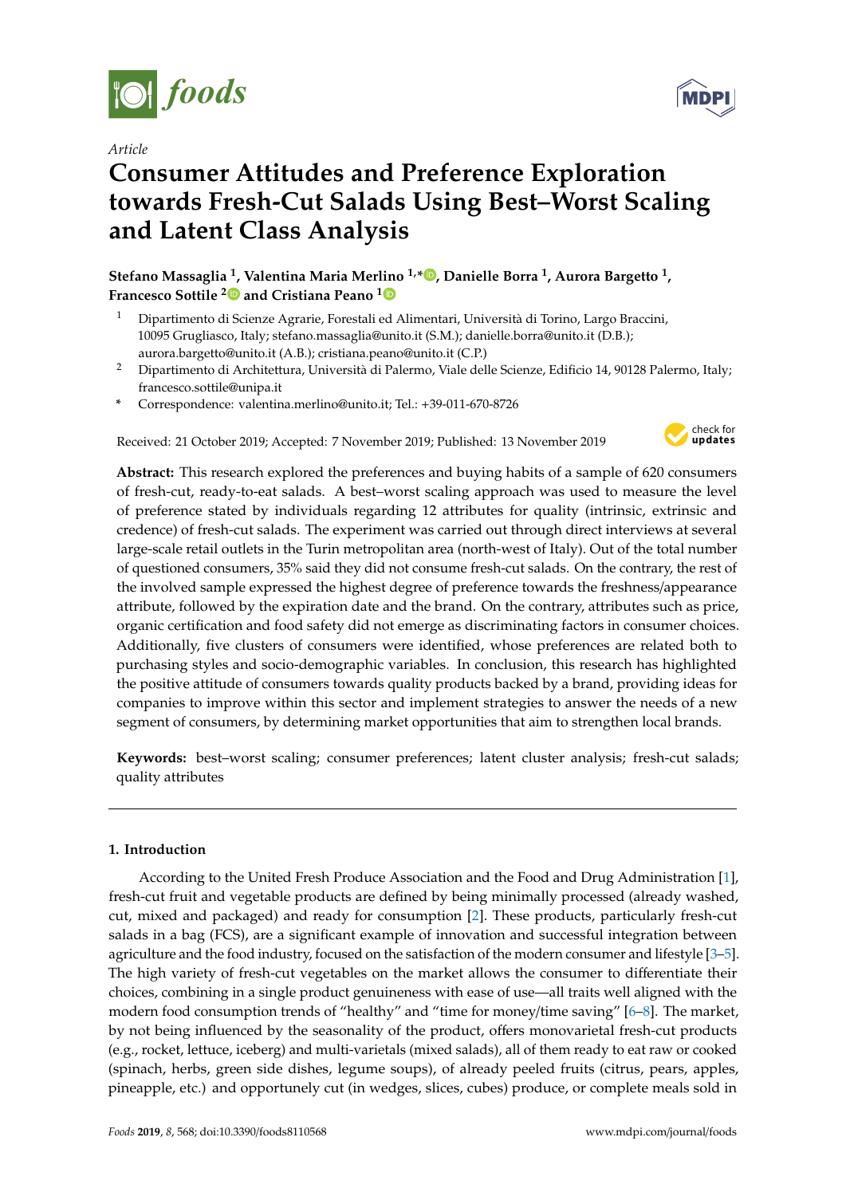*Article*

# Consumer Attitudes and Preference Exploration towards Fresh-Cut Salads Using Best–Worst Scaling and Latent Class Analysis

**Stefano Massaglia [1], Valentina Maria Merlino [1,*], Danielle Borra [1], Aurora Bargetto [1], Francesco Sottile [2] and Cristiana Peano [1]**

[1] Dipartimento di Scienze Agrarie, Forestali ed Alimentari, Università di Torino, Largo Braccini, 10095 Grugliasco, Italy; stefano.massaglia@unito.it (S.M.); danielle.borra@unito.it (D.B.); aurora.bargetto@unito.it (A.B.); cristiana.peano@unito.it (C.P.)

[2] Dipartimento di Architettura, Università di Palermo, Viale delle Scienze, Edificio 14, 90128 Palermo, Italy; francesco.sottile@unipa.it

\* Correspondence: valentina.merlino@unito.it; Tel.: +39-011-670-8726

Received: 21 October 2019; Accepted: 7 November 2019; Published: 13 November 2019

**Abstract:** This research explored the preferences and buying habits of a sample of 620 consumers of fresh-cut, ready-to-eat salads. A best–worst scaling approach was used to measure the level of preference stated by individuals regarding 12 attributes for quality (intrinsic, extrinsic and credence) of fresh-cut salads. The experiment was carried out through direct interviews at several large-scale retail outlets in the Turin metropolitan area (north-west of Italy). Out of the total number of questioned consumers, 35% said they did not consume fresh-cut salads. On the contrary, the rest of the involved sample expressed the highest degree of preference towards the freshness/appearance attribute, followed by the expiration date and the brand. On the contrary, attributes such as price, organic certification and food safety did not emerge as discriminating factors in consumer choices. Additionally, five clusters of consumers were identified, whose preferences are related both to purchasing styles and socio-demographic variables. In conclusion, this research has highlighted the positive attitude of consumers towards quality products backed by a brand, providing ideas for companies to improve within this sector and implement strategies to answer the needs of a new segment of consumers, by determining market opportunities that aim to strengthen local brands.

**Keywords:** best–worst scaling; consumer preferences; latent cluster analysis; fresh-cut salads; quality attributes

## 1. Introduction

According to the United Fresh Produce Association and the Food and Drug Administration [1], fresh-cut fruit and vegetable products are defined by being minimally processed (already washed, cut, mixed and packaged) and ready for consumption [2]. These products, particularly fresh-cut salads in a bag (FCS), are a significant example of innovation and successful integration between agriculture and the food industry, focused on the satisfaction of the modern consumer and lifestyle [3–5]. The high variety of fresh-cut vegetables on the market allows the consumer to differentiate their choices, combining in a single product genuineness with ease of use—all traits well aligned with the modern food consumption trends of "healthy" and "time for money/time saving" [6–8]. The market, by not being influenced by the seasonality of the product, offers monovarietal fresh-cut products (e.g., rocket, lettuce, iceberg) and multi-varietals (mixed salads), all of them ready to eat raw or cooked (spinach, herbs, green side dishes, legume soups), of already peeled fruits (citrus, pears, apples, pineapple, etc.) and opportunely cut (in wedges, slices, cubes) produce, or complete meals sold in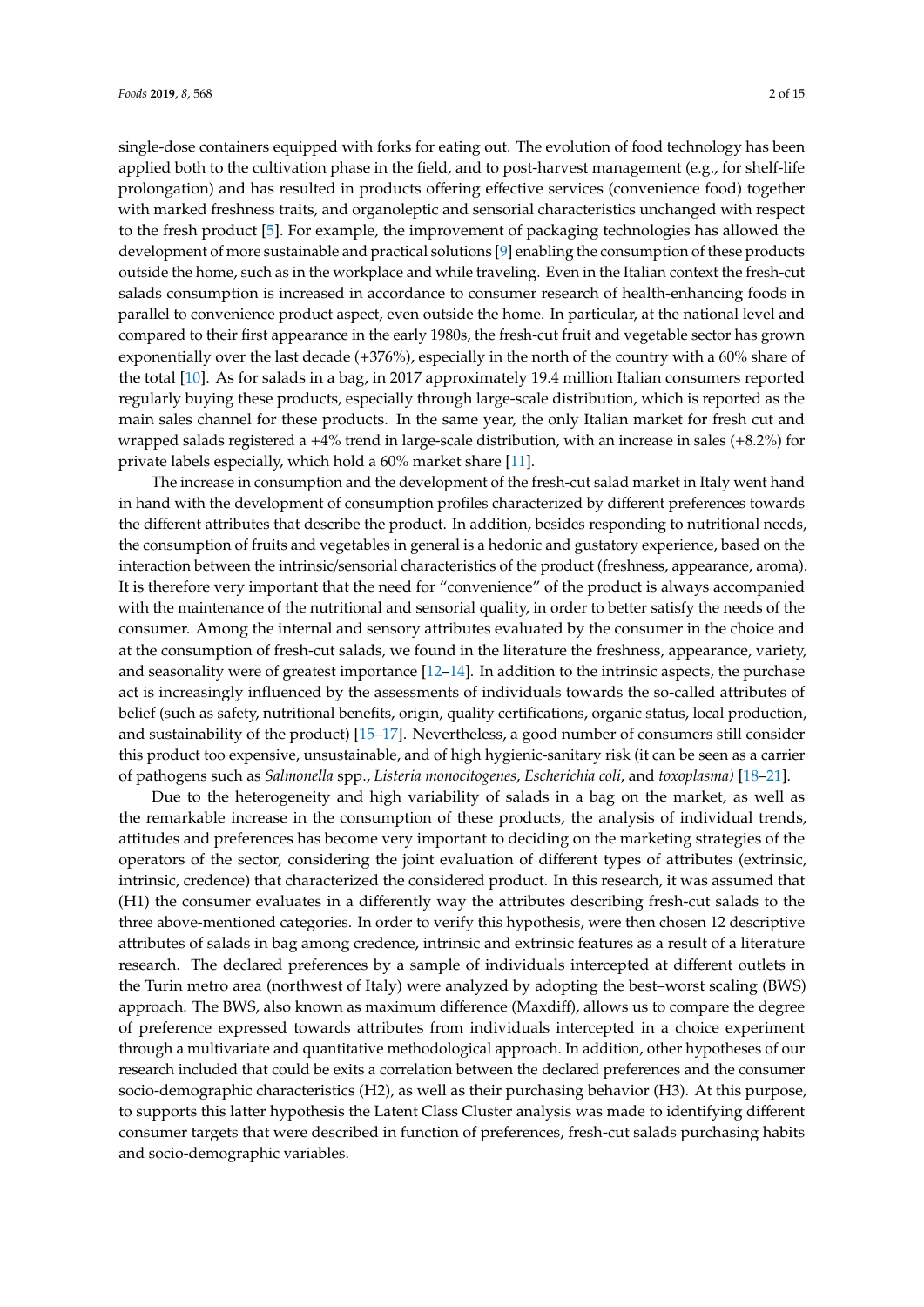single-dose containers equipped with forks for eating out. The evolution of food technology has been applied both to the cultivation phase in the field, and to post-harvest management (e.g., for shelf-life prolongation) and has resulted in products offering effective services (convenience food) together with marked freshness traits, and organoleptic and sensorial characteristics unchanged with respect to the fresh product [5]. For example, the improvement of packaging technologies has allowed the development of more sustainable and practical solutions [9] enabling the consumption of these products outside the home, such as in the workplace and while traveling. Even in the Italian context the fresh-cut salads consumption is increased in accordance to consumer research of health-enhancing foods in parallel to convenience product aspect, even outside the home. In particular, at the national level and compared to their first appearance in the early 1980s, the fresh-cut fruit and vegetable sector has grown exponentially over the last decade (+376%), especially in the north of the country with a 60% share of the total [10]. As for salads in a bag, in 2017 approximately 19.4 million Italian consumers reported regularly buying these products, especially through large-scale distribution, which is reported as the main sales channel for these products. In the same year, the only Italian market for fresh cut and wrapped salads registered a +4% trend in large-scale distribution, with an increase in sales (+8.2%) for private labels especially, which hold a 60% market share [11].

The increase in consumption and the development of the fresh-cut salad market in Italy went hand in hand with the development of consumption profiles characterized by different preferences towards the different attributes that describe the product. In addition, besides responding to nutritional needs, the consumption of fruits and vegetables in general is a hedonic and gustatory experience, based on the interaction between the intrinsic/sensorial characteristics of the product (freshness, appearance, aroma). It is therefore very important that the need for "convenience" of the product is always accompanied with the maintenance of the nutritional and sensorial quality, in order to better satisfy the needs of the consumer. Among the internal and sensory attributes evaluated by the consumer in the choice and at the consumption of fresh-cut salads, we found in the literature the freshness, appearance, variety, and seasonality were of greatest importance [12–14]. In addition to the intrinsic aspects, the purchase act is increasingly influenced by the assessments of individuals towards the so-called attributes of belief (such as safety, nutritional benefits, origin, quality certifications, organic status, local production, and sustainability of the product) [15–17]. Nevertheless, a good number of consumers still consider this product too expensive, unsustainable, and of high hygienic-sanitary risk (it can be seen as a carrier of pathogens such as *Salmonella* spp., *Listeria monocitogenes*, *Escherichia coli*, and *toxoplasma)* [18–21].

Due to the heterogeneity and high variability of salads in a bag on the market, as well as the remarkable increase in the consumption of these products, the analysis of individual trends, attitudes and preferences has become very important to deciding on the marketing strategies of the operators of the sector, considering the joint evaluation of different types of attributes (extrinsic, intrinsic, credence) that characterized the considered product. In this research, it was assumed that (H1) the consumer evaluates in a differently way the attributes describing fresh-cut salads to the three above-mentioned categories. In order to verify this hypothesis, were then chosen 12 descriptive attributes of salads in bag among credence, intrinsic and extrinsic features as a result of a literature research. The declared preferences by a sample of individuals intercepted at different outlets in the Turin metro area (northwest of Italy) were analyzed by adopting the best–worst scaling (BWS) approach. The BWS, also known as maximum difference (Maxdiff), allows us to compare the degree of preference expressed towards attributes from individuals intercepted in a choice experiment through a multivariate and quantitative methodological approach. In addition, other hypotheses of our research included that could be exits a correlation between the declared preferences and the consumer socio-demographic characteristics (H2), as well as their purchasing behavior (H3). At this purpose, to supports this latter hypothesis the Latent Class Cluster analysis was made to identifying different consumer targets that were described in function of preferences, fresh-cut salads purchasing habits and socio-demographic variables.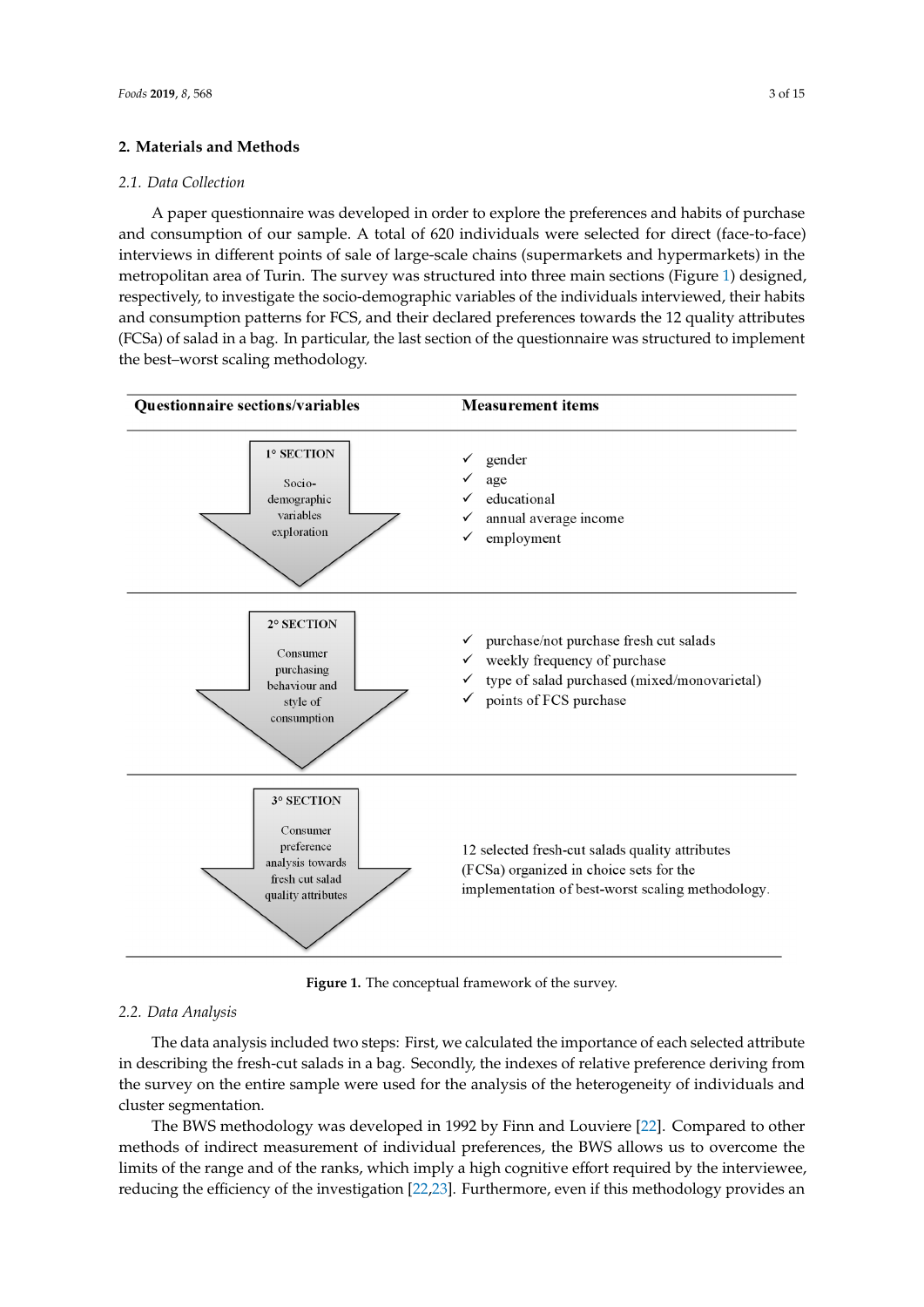## 2. Materials and Methods

### 2.1. Data Collection

A paper questionnaire was developed in order to explore the preferences and habits of purchase and consumption of our sample. A total of 620 individuals were selected for direct (face-to-face) interviews in different points of sale of large-scale chains (supermarkets and hypermarkets) in the metropolitan area of Turin. The survey was structured into three main sections (Figure 1) designed, respectively, to investigate the socio-demographic variables of the individuals interviewed, their habits and consumption patterns for FCS, and their declared preferences towards the 12 quality attributes (FCSa) of salad in a bag. In particular, the last section of the questionnaire was structured to implement the best–worst scaling methodology.

| Questionnaire sections/variables | Measurement items |
|---|---|
| 1° SECTION<br>Socio-demographic variables exploration | ✓ gender<br>✓ age<br>✓ educational<br>✓ annual average income<br>✓ employment |
| 2° SECTION<br>Consumer purchasing behaviour and style of consumption | ✓ purchase/not purchase fresh cut salads<br>✓ weekly frequency of purchase<br>✓ type of salad purchased (mixed/monovarietal)<br>✓ points of FCS purchase |
| 3° SECTION<br>Consumer preference analysis towards fresh cut salad quality attributes | 12 selected fresh-cut salads quality attributes (FCSa) organized in choice sets for the implementation of best-worst scaling methodology. |

**Figure 1.** The conceptual framework of the survey.

### 2.2. Data Analysis

The data analysis included two steps: First, we calculated the importance of each selected attribute in describing the fresh-cut salads in a bag. Secondly, the indexes of relative preference deriving from the survey on the entire sample were used for the analysis of the heterogeneity of individuals and cluster segmentation.

The BWS methodology was developed in 1992 by Finn and Louviere [22]. Compared to other methods of indirect measurement of individual preferences, the BWS allows us to overcome the limits of the range and of the ranks, which imply a high cognitive effort required by the interviewee, reducing the efficiency of the investigation [22,23]. Furthermore, even if this methodology provides an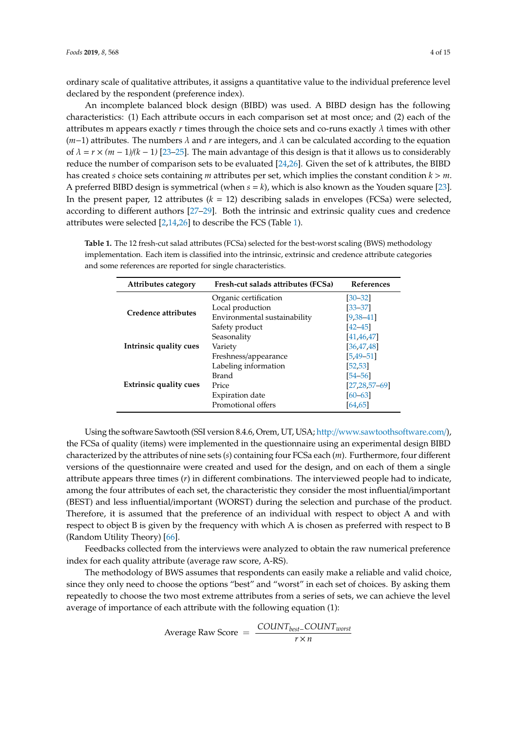ordinary scale of qualitative attributes, it assigns a quantitative value to the individual preference level declared by the respondent (preference index).

An incomplete balanced block design (BIBD) was used. A BIBD design has the following characteristics: (1) Each attribute occurs in each comparison set at most once; and (2) each of the attributes m appears exactly $r$ times through the choice sets and co-runs exactly $\lambda$ times with other ($m-1$) attributes. The numbers $\lambda$ and $r$ are integers, and $\lambda$ can be calculated according to the equation of $\lambda = r \times (m-1)/(k-1)$ [23–25]. The main advantage of this design is that it allows us to considerably reduce the number of comparison sets to be evaluated [24,26]. Given the set of k attributes, the BIBD has created $s$ choice sets containing $m$ attributes per set, which implies the constant condition $k > m$. A preferred BIBD design is symmetrical (when $s = k$), which is also known as the Youden square [23]. In the present paper, 12 attributes ($k = 12$) describing salads in envelopes (FCSa) were selected, according to different authors [27–29]. Both the intrinsic and extrinsic quality cues and credence attributes were selected [2,14,26] to describe the FCS (Table 1).

**Table 1.** The 12 fresh-cut salad attributes (FCSa) selected for the best-worst scaling (BWS) methodology implementation. Each item is classified into the intrinsic, extrinsic and credence attribute categories and some references are reported for single characteristics.

| Attributes category | Fresh-cut salads attributes (FCSa) | References |
|---|---|---|
| **Credence attributes** | Organic certification | [30–32] |
| | Local production | [33–37] |
| | Environmental sustainability | [9,38–41] |
| | Safety product | [42–45] |
| **Intrinsic quality cues** | Seasonality | [41,46,47] |
| | Variety | [36,47,48] |
| | Freshness/appearance | [5,49–51] |
| **Extrinsic quality cues** | Labeling information | [52,53] |
| | Brand | [54–56] |
| | Price | [27,28,57–69] |
| | Expiration date | [60–63] |
| | Promotional offers | [64,65] |

Using the software Sawtooth (SSI version 8.4.6, Orem, UT, USA; http://www.sawtoothsoftware.com/), the FCSa of quality (items) were implemented in the questionnaire using an experimental design BIBD characterized by the attributes of nine sets ($s$) containing four FCSa each ($m$). Furthermore, four different versions of the questionnaire were created and used for the design, and on each of them a single attribute appears three times ($r$) in different combinations. The interviewed people had to indicate, among the four attributes of each set, the characteristic they consider the most influential/important (BEST) and less influential/important (WORST) during the selection and purchase of the product. Therefore, it is assumed that the preference of an individual with respect to object A and with respect to object B is given by the frequency with which A is chosen as preferred with respect to B (Random Utility Theory) [66].

Feedbacks collected from the interviews were analyzed to obtain the raw numerical preference index for each quality attribute (average raw score, A-RS).

The methodology of BWS assumes that respondents can easily make a reliable and valid choice, since they only need to choose the options "best" and "worst" in each set of choices. By asking them repeatedly to choose the two most extreme attributes from a series of sets, we can achieve the level average of importance of each attribute with the following equation (1):

$$\text{Average Raw Score} = \frac{COUNT_{best\_}COUNT_{worst}}{r \times n}$$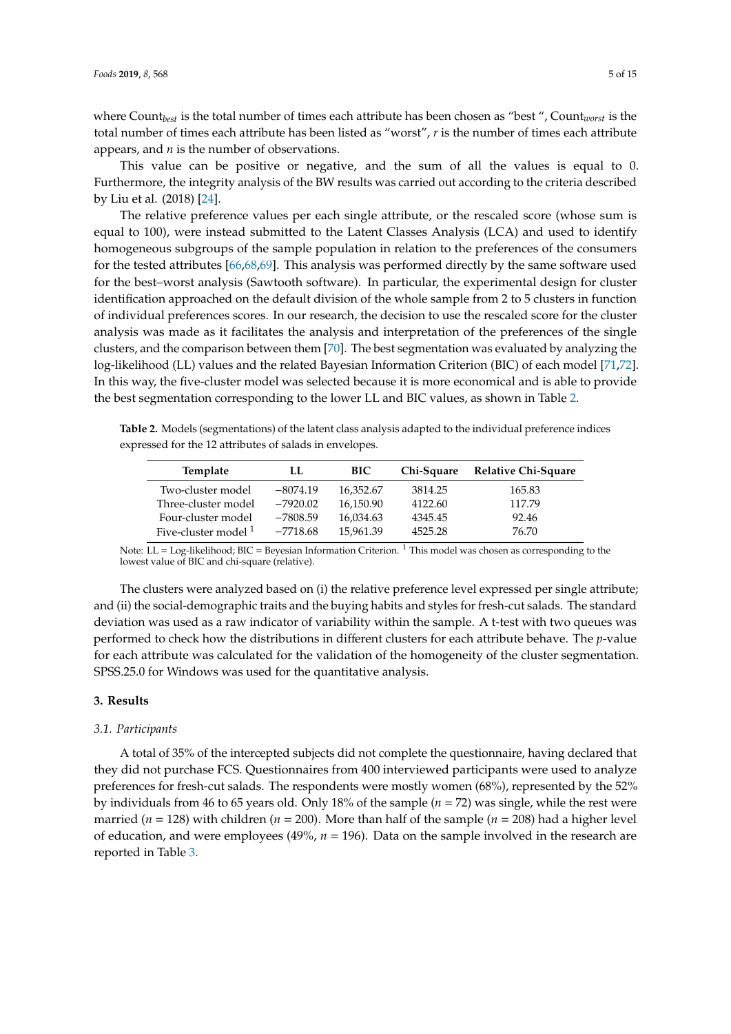where $Count_{best}$ is the total number of times each attribute has been chosen as "best ", $Count_{worst}$ is the total number of times each attribute has been listed as "worst", $r$ is the number of times each attribute appears, and $n$ is the number of observations.

This value can be positive or negative, and the sum of all the values is equal to 0. Furthermore, the integrity analysis of the BW results was carried out according to the criteria described by Liu et al. (2018) [24].

The relative preference values per each single attribute, or the rescaled score (whose sum is equal to 100), were instead submitted to the Latent Classes Analysis (LCA) and used to identify homogeneous subgroups of the sample population in relation to the preferences of the consumers for the tested attributes [66,68,69]. This analysis was performed directly by the same software used for the best–worst analysis (Sawtooth software). In particular, the experimental design for cluster identification approached on the default division of the whole sample from 2 to 5 clusters in function of individual preferences scores. In our research, the decision to use the rescaled score for the cluster analysis was made as it facilitates the analysis and interpretation of the preferences of the single clusters, and the comparison between them [70]. The best segmentation was evaluated by analyzing the log-likelihood (LL) values and the related Bayesian Information Criterion (BIC) of each model [71,72]. In this way, the five-cluster model was selected because it is more economical and is able to provide the best segmentation corresponding to the lower LL and BIC values, as shown in Table 2.

**Table 2.** Models (segmentations) of the latent class analysis adapted to the individual preference indices expressed for the 12 attributes of salads in envelopes.

| Template | LL | BIC | Chi-Square | Relative Chi-Square |
|---|---|---|---|---|
| Two-cluster model | −8074.19 | 16,352.67 | 3814.25 | 165.83 |
| Three-cluster model | −7920.02 | 16,150.90 | 4122.60 | 117.79 |
| Four-cluster model | −7808.59 | 16,034.63 | 4345.45 | 92.46 |
| Five-cluster model [1] | −7718.68 | 15,961.39 | 4525.28 | 76.70 |

Note: LL = Log-likelihood; BIC = Beyesian Information Criterion. [1] This model was chosen as corresponding to the lowest value of BIC and chi-square (relative).

The clusters were analyzed based on (i) the relative preference level expressed per single attribute; and (ii) the social-demographic traits and the buying habits and styles for fresh-cut salads. The standard deviation was used as a raw indicator of variability within the sample. A t-test with two queues was performed to check how the distributions in different clusters for each attribute behave. The $p$-value for each attribute was calculated for the validation of the homogeneity of the cluster segmentation. SPSS.25.0 for Windows was used for the quantitative analysis.

## 3. Results

### 3.1. Participants

A total of 35% of the intercepted subjects did not complete the questionnaire, having declared that they did not purchase FCS. Questionnaires from 400 interviewed participants were used to analyze preferences for fresh-cut salads. The respondents were mostly women (68%), represented by the 52% by individuals from 46 to 65 years old. Only 18% of the sample ($n$ = 72) was single, while the rest were married ($n$ = 128) with children ($n$ = 200). More than half of the sample ($n$ = 208) had a higher level of education, and were employees (49%, $n$ = 196). Data on the sample involved in the research are reported in Table 3.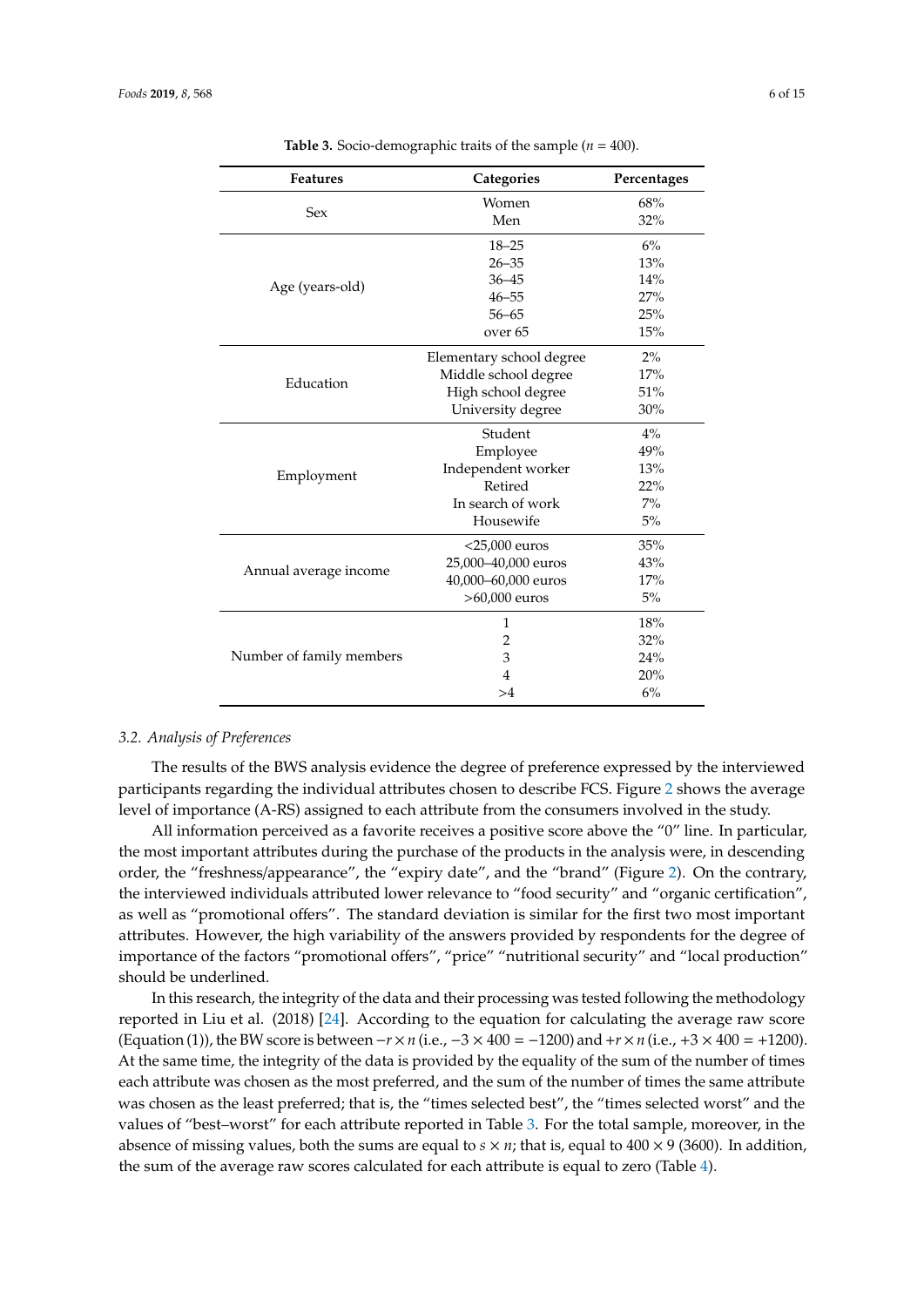**Table 3.** Socio-demographic traits of the sample ($n$ = 400).

| Features | Categories | Percentages |
|---|---|---|
| Sex | Women | 68% |
| | Men | 32% |
| Age (years-old) | 18–25 | 6% |
| | 26–35 | 13% |
| | 36–45 | 14% |
| | 46–55 | 27% |
| | 56–65 | 25% |
| | over 65 | 15% |
| Education | Elementary school degree | 2% |
| | Middle school degree | 17% |
| | High school degree | 51% |
| | University degree | 30% |
| Employment | Student | 4% |
| | Employee | 49% |
| | Independent worker | 13% |
| | Retired | 22% |
| | In search of work | 7% |
| | Housewife | 5% |
| Annual average income | <25,000 euros | 35% |
| | 25,000–40,000 euros | 43% |
| | 40,000–60,000 euros | 17% |
| | >60,000 euros | 5% |
| Number of family members | 1 | 18% |
| | 2 | 32% |
| | 3 | 24% |
| | 4 | 20% |
| | >4 | 6% |

### 3.2. Analysis of Preferences

The results of the BWS analysis evidence the degree of preference expressed by the interviewed participants regarding the individual attributes chosen to describe FCS. Figure 2 shows the average level of importance (A-RS) assigned to each attribute from the consumers involved in the study.

All information perceived as a favorite receives a positive score above the "0" line. In particular, the most important attributes during the purchase of the products in the analysis were, in descending order, the "freshness/appearance", the "expiry date", and the "brand" (Figure 2). On the contrary, the interviewed individuals attributed lower relevance to "food security" and "organic certification", as well as "promotional offers". The standard deviation is similar for the first two most important attributes. However, the high variability of the answers provided by respondents for the degree of importance of the factors "promotional offers", "price" "nutritional security" and "local production" should be underlined.

In this research, the integrity of the data and their processing was tested following the methodology reported in Liu et al. (2018) [24]. According to the equation for calculating the average raw score (Equation (1)), the BW score is between $-r \times n$ (i.e., $-3 \times 400 = -1200$) and $+r \times n$ (i.e., $+3 \times 400 = +1200$). At the same time, the integrity of the data is provided by the equality of the sum of the number of times each attribute was chosen as the most preferred, and the sum of the number of times the same attribute was chosen as the least preferred; that is, the "times selected best", the "times selected worst" and the values of "best–worst" for each attribute reported in Table 3. For the total sample, moreover, in the absence of missing values, both the sums are equal to $s \times n$; that is, equal to $400 \times 9$ (3600). In addition, the sum of the average raw scores calculated for each attribute is equal to zero (Table 4).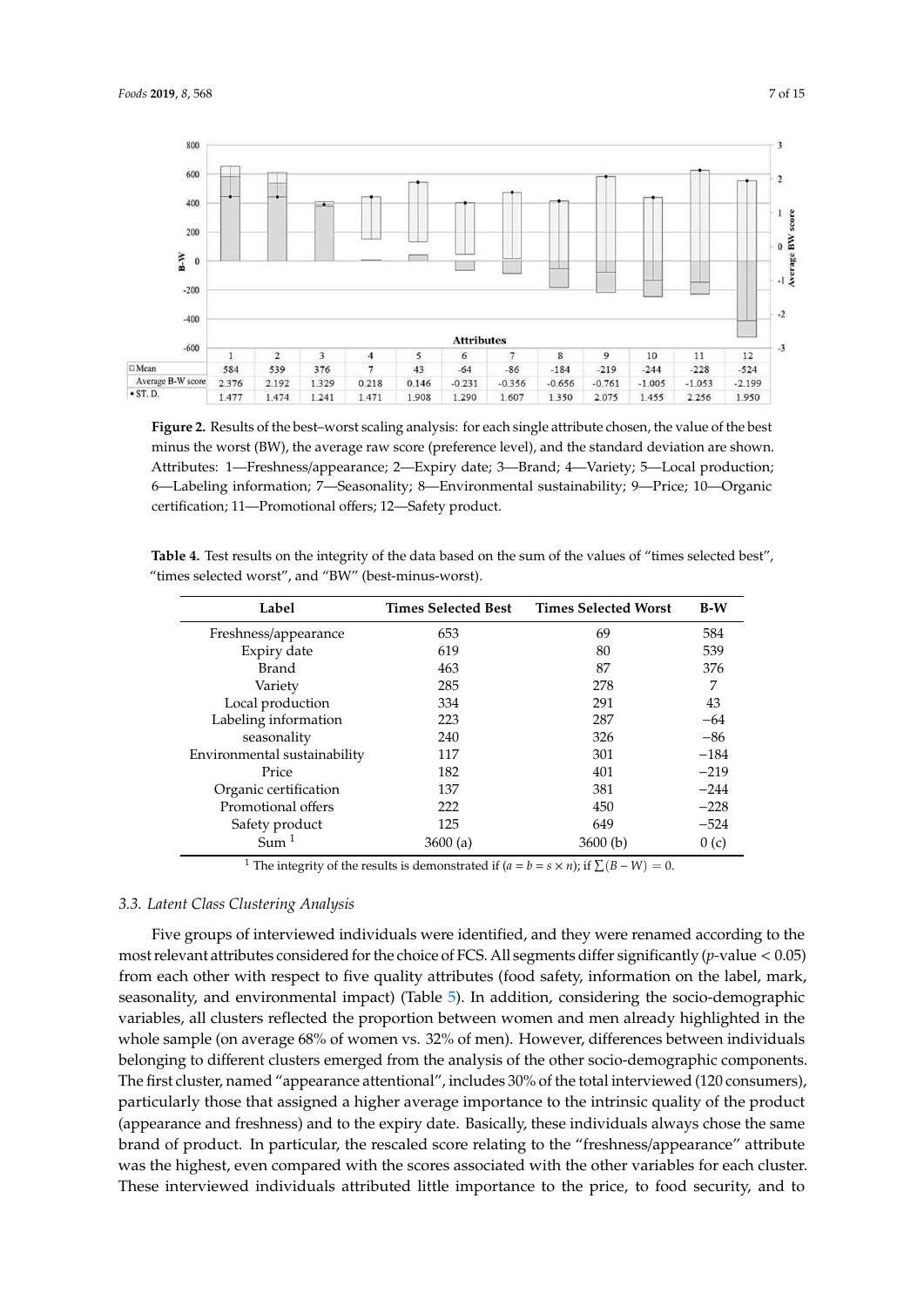| | 1 | 2 | 3 | 4 | 5 | 6 | 7 | 8 | 9 | 10 | 11 | 12 |
|---|---|---|---|---|---|---|---|---|---|---|---|---|
| Mean | 584 | 539 | 376 | 7 | 43 | -64 | -86 | -184 | -219 | -244 | -228 | -524 |
| Average B-W score | 2.376 | 2.192 | 1.329 | 0.218 | 0.146 | -0.231 | -0.356 | -0.656 | -0.761 | -1.005 | -1.053 | -2.199 |
| ST. D. | 1.477 | 1.474 | 1.241 | 1.471 | 1.908 | 1.290 | 1.607 | 1.350 | 2.075 | 1.455 | 2.256 | 1.950 |

**Figure 2.** Results of the best–worst scaling analysis: for each single attribute chosen, the value of the best minus the worst (BW), the average raw score (preference level), and the standard deviation are shown. Attributes: 1—Freshness/appearance; 2—Expiry date; 3—Brand; 4—Variety; 5—Local production; 6—Labeling information; 7—Seasonality; 8—Environmental sustainability; 9—Price; 10—Organic certification; 11—Promotional offers; 12—Safety product.

**Table 4.** Test results on the integrity of the data based on the sum of the values of "times selected best", "times selected worst", and "BW" (best-minus-worst).

| Label | Times Selected Best | Times Selected Worst | B-W |
|---|---|---|---|
| Freshness/appearance | 653 | 69 | 584 |
| Expiry date | 619 | 80 | 539 |
| Brand | 463 | 87 | 376 |
| Variety | 285 | 278 | 7 |
| Local production | 334 | 291 | 43 |
| Labeling information | 223 | 287 | −64 |
| seasonality | 240 | 326 | −86 |
| Environmental sustainability | 117 | 301 | −184 |
| Price | 182 | 401 | −219 |
| Organic certification | 137 | 381 | −244 |
| Promotional offers | 222 | 450 | −228 |
| Safety product | 125 | 649 | −524 |
| Sum [1] | 3600 (a) | 3600 (b) | 0 (c) |

[1] The integrity of the results is demonstrated if ($a = b = s \times n$); if $\sum(B - W) = 0$.

### 3.3. Latent Class Clustering Analysis

Five groups of interviewed individuals were identified, and they were renamed according to the most relevant attributes considered for the choice of FCS. All segments differ significantly ($p$-value < 0.05) from each other with respect to five quality attributes (food safety, information on the label, mark, seasonality, and environmental impact) (Table 5). In addition, considering the socio-demographic variables, all clusters reflected the proportion between women and men already highlighted in the whole sample (on average 68% of women vs. 32% of men). However, differences between individuals belonging to different clusters emerged from the analysis of the other socio-demographic components. The first cluster, named "appearance attentional", includes 30% of the total interviewed (120 consumers), particularly those that assigned a higher average importance to the intrinsic quality of the product (appearance and freshness) and to the expiry date. Basically, these individuals always chose the same brand of product. In particular, the rescaled score relating to the "freshness/appearance" attribute was the highest, even compared with the scores associated with the other variables for each cluster. These interviewed individuals attributed little importance to the price, to food security, and to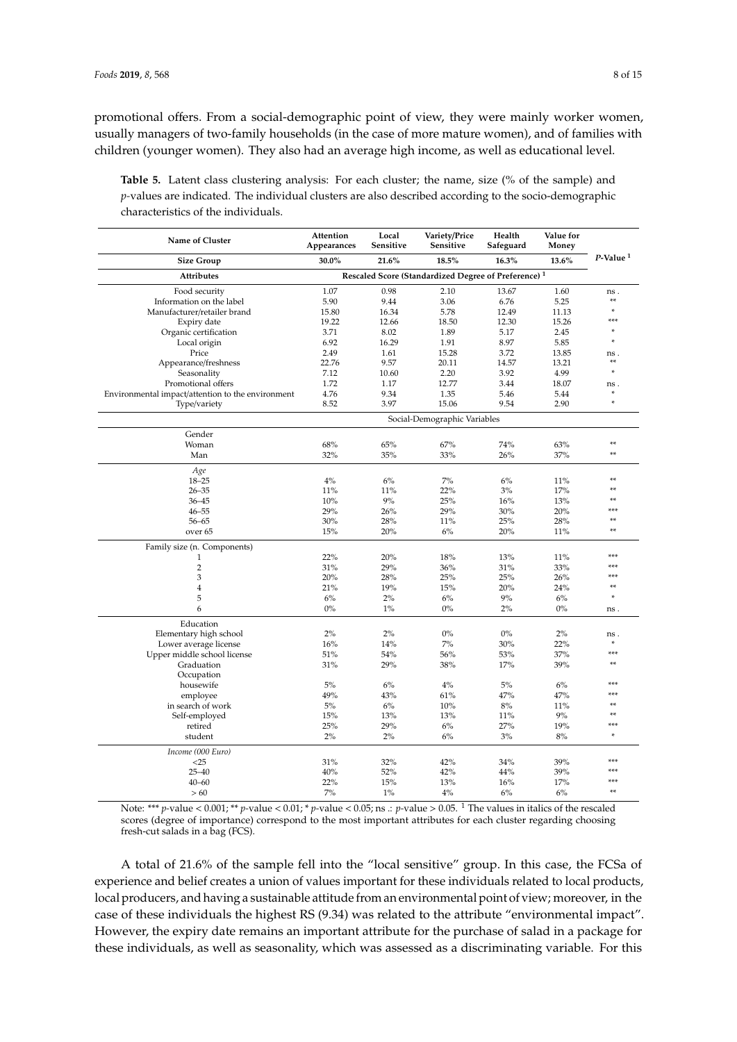promotional offers. From a social-demographic point of view, they were mainly worker women, usually managers of two-family households (in the case of more mature women), and of families with children (younger women). They also had an average high income, as well as educational level.

**Table 5.** Latent class clustering analysis: For each cluster; the name, size (% of the sample) and *p*-values are indicated. The individual clusters are also described according to the socio-demographic characteristics of the individuals.

| Name of Cluster | Attention Appearances | Local Sensitive | Variety/Price Sensitive | Health Safeguard | Value for Money | *P*-Value [1] |
|---|---|---|---|---|---|---|
| **Size Group** | **30.0%** | **21.6%** | **18.5%** | **16.3%** | **13.6%** | |
| **Attributes** | **Rescaled Score (Standardized Degree of Preference) [1]** | | | | | |
| Food security | 1.07 | 0.98 | 2.10 | 13.67 | 1.60 | ns . |
| Information on the label | 5.90 | 9.44 | 3.06 | 6.76 | 5.25 | ** |
| Manufacturer/retailer brand | 15.80 | 16.34 | 5.78 | 12.49 | 11.13 | * |
| Expiry date | 19.22 | 12.66 | 18.50 | 12.30 | 15.26 | *** |
| Organic certification | 3.71 | 8.02 | 1.89 | 5.17 | 2.45 | * |
| Local origin | 6.92 | 16.29 | 1.91 | 8.97 | 5.85 | * |
| Price | 2.49 | 1.61 | 15.28 | 3.72 | 13.85 | ns . |
| Appearance/freshness | 22.76 | 9.57 | 20.11 | 14.57 | 13.21 | ** |
| Seasonality | 7.12 | 10.60 | 2.20 | 3.92 | 4.99 | * |
| Promotional offers | 1.72 | 1.17 | 12.77 | 3.44 | 18.07 | ns . |
| Environmental impact/attention to the environment | 4.76 | 9.34 | 1.35 | 5.46 | 5.44 | * |
| Type/variety | 8.52 | 3.97 | 15.06 | 9.54 | 2.90 | * |
| | Social-Demographic Variables | | | | | |
| Gender | | | | | | |
| Woman | 68% | 65% | 67% | 74% | 63% | ** |
| Man | 32% | 35% | 33% | 26% | 37% | ** |
| *Age* | | | | | | |
| 18–25 | 4% | 6% | 7% | 6% | 11% | ** |
| 26–35 | 11% | 11% | 22% | 3% | 17% | ** |
| 36–45 | 10% | 9% | 25% | 16% | 13% | ** |
| 46–55 | 29% | 26% | 29% | 30% | 20% | *** |
| 56–65 | 30% | 28% | 11% | 25% | 28% | ** |
| over 65 | 15% | 20% | 6% | 20% | 11% | ** |
| Family size (n. Components) | | | | | | |
| 1 | 22% | 20% | 18% | 13% | 11% | *** |
| 2 | 31% | 29% | 36% | 31% | 33% | *** |
| 3 | 20% | 28% | 25% | 25% | 26% | *** |
| 4 | 21% | 19% | 15% | 20% | 24% | ** |
| 5 | 6% | 2% | 6% | 9% | 6% | * |
| 6 | 0% | 1% | 0% | 2% | 0% | ns . |
| Education | | | | | | |
| Elementary high school | 2% | 2% | 0% | 0% | 2% | ns . |
| Lower average license | 16% | 14% | 7% | 30% | 22% | * |
| Upper middle school license | 51% | 54% | 56% | 53% | 37% | *** |
| Graduation | 31% | 29% | 38% | 17% | 39% | ** |
| Occupation | | | | | | |
| housewife | 5% | 6% | 4% | 5% | 6% | *** |
| employee | 49% | 43% | 61% | 47% | 47% | *** |
| in search of work | 5% | 6% | 10% | 8% | 11% | ** |
| Self-employed | 15% | 13% | 13% | 11% | 9% | ** |
| retired | 25% | 29% | 6% | 27% | 19% | *** |
| student | 2% | 2% | 6% | 3% | 8% | * |
| *Income (000 Euro)* | | | | | | |
| <25 | 31% | 32% | 42% | 34% | 39% | *** |
| 25–40 | 40% | 52% | 42% | 44% | 39% | *** |
| 40–60 | 22% | 15% | 13% | 16% | 17% | *** |
| > 60 | 7% | 1% | 4% | 6% | 6% | ** |

Note: *** *p*-value < 0.001; ** *p*-value < 0.01; * *p*-value < 0.05; ns .: *p*-value > 0.05. [1] The values in italics of the rescaled scores (degree of importance) correspond to the most important attributes for each cluster regarding choosing fresh-cut salads in a bag (FCS).

A total of 21.6% of the sample fell into the "local sensitive" group. In this case, the FCSa of experience and belief creates a union of values important for these individuals related to local products, local producers, and having a sustainable attitude from an environmental point of view; moreover, in the case of these individuals the highest RS (9.34) was related to the attribute "environmental impact". However, the expiry date remains an important attribute for the purchase of salad in a package for these individuals, as well as seasonality, which was assessed as a discriminating variable. For this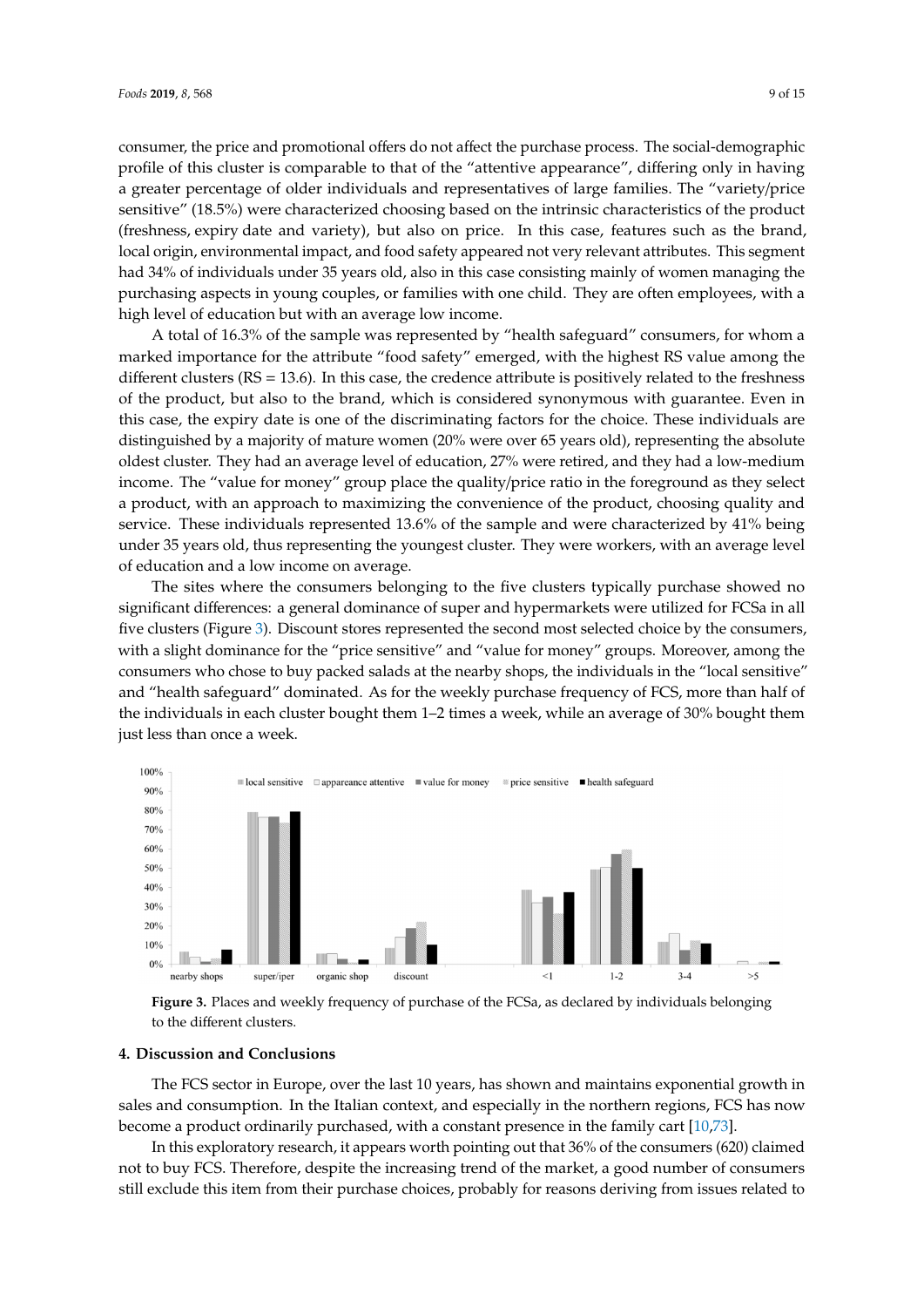consumer, the price and promotional offers do not affect the purchase process. The social-demographic profile of this cluster is comparable to that of the "attentive appearance", differing only in having a greater percentage of older individuals and representatives of large families. The "variety/price sensitive" (18.5%) were characterized choosing based on the intrinsic characteristics of the product (freshness, expiry date and variety), but also on price. In this case, features such as the brand, local origin, environmental impact, and food safety appeared not very relevant attributes. This segment had 34% of individuals under 35 years old, also in this case consisting mainly of women managing the purchasing aspects in young couples, or families with one child. They are often employees, with a high level of education but with an average low income.

A total of 16.3% of the sample was represented by "health safeguard" consumers, for whom a marked importance for the attribute "food safety" emerged, with the highest RS value among the different clusters (RS = 13.6). In this case, the credence attribute is positively related to the freshness of the product, but also to the brand, which is considered synonymous with guarantee. Even in this case, the expiry date is one of the discriminating factors for the choice. These individuals are distinguished by a majority of mature women (20% were over 65 years old), representing the absolute oldest cluster. They had an average level of education, 27% were retired, and they had a low-medium income. The "value for money" group place the quality/price ratio in the foreground as they select a product, with an approach to maximizing the convenience of the product, choosing quality and service. These individuals represented 13.6% of the sample and were characterized by 41% being under 35 years old, thus representing the youngest cluster. They were workers, with an average level of education and a low income on average.

The sites where the consumers belonging to the five clusters typically purchase showed no significant differences: a general dominance of super and hypermarkets were utilized for FCSa in all five clusters (Figure 3). Discount stores represented the second most selected choice by the consumers, with a slight dominance for the "price sensitive" and "value for money" groups. Moreover, among the consumers who chose to buy packed salads at the nearby shops, the individuals in the "local sensitive" and "health safeguard" dominated. As for the weekly purchase frequency of FCS, more than half of the individuals in each cluster bought them 1–2 times a week, while an average of 30% bought them just less than once a week.

**Figure 3.** Places and weekly frequency of purchase of the FCSa, as declared by individuals belonging to the different clusters.

## 4. Discussion and Conclusions

The FCS sector in Europe, over the last 10 years, has shown and maintains exponential growth in sales and consumption. In the Italian context, and especially in the northern regions, FCS has now become a product ordinarily purchased, with a constant presence in the family cart [10,73].

In this exploratory research, it appears worth pointing out that 36% of the consumers (620) claimed not to buy FCS. Therefore, despite the increasing trend of the market, a good number of consumers still exclude this item from their purchase choices, probably for reasons deriving from issues related to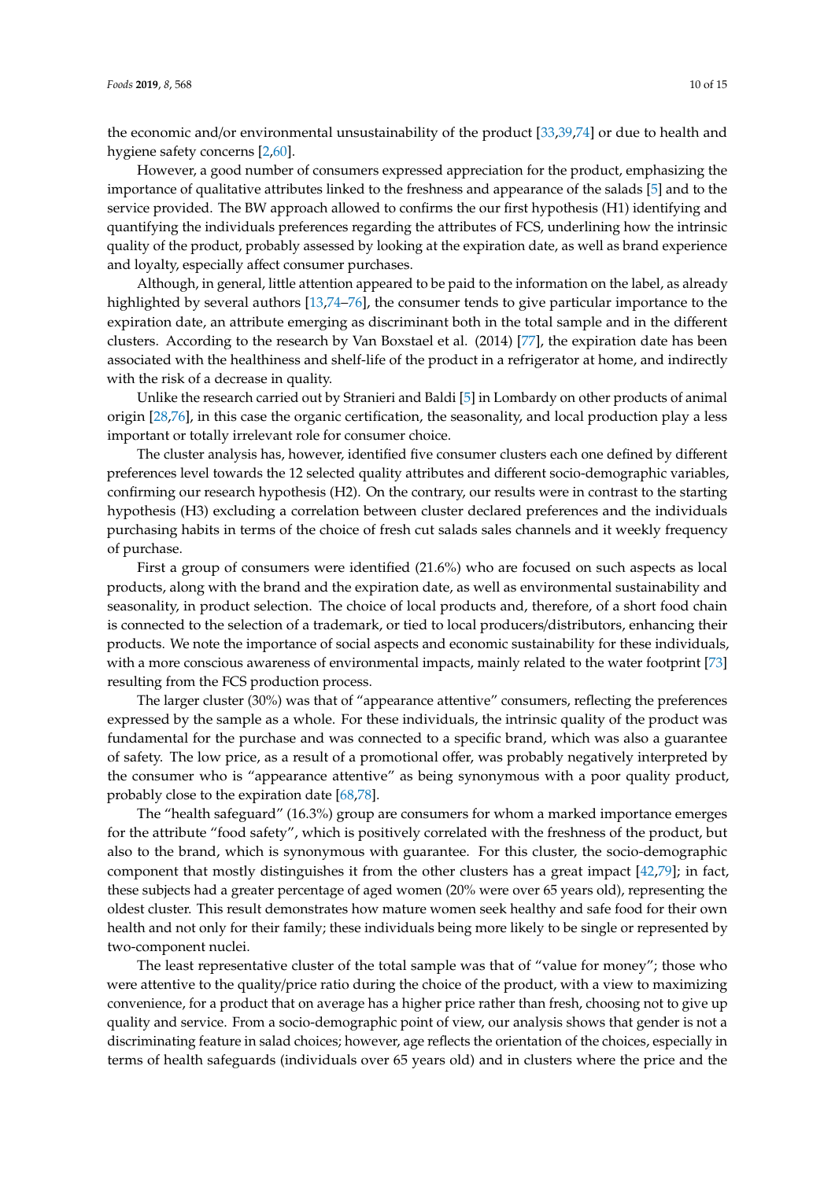the economic and/or environmental unsustainability of the product [33,39,74] or due to health and hygiene safety concerns [2,60].

However, a good number of consumers expressed appreciation for the product, emphasizing the importance of qualitative attributes linked to the freshness and appearance of the salads [5] and to the service provided. The BW approach allowed to confirms the our first hypothesis (H1) identifying and quantifying the individuals preferences regarding the attributes of FCS, underlining how the intrinsic quality of the product, probably assessed by looking at the expiration date, as well as brand experience and loyalty, especially affect consumer purchases.

Although, in general, little attention appeared to be paid to the information on the label, as already highlighted by several authors [13,74–76], the consumer tends to give particular importance to the expiration date, an attribute emerging as discriminant both in the total sample and in the different clusters. According to the research by Van Boxstael et al. (2014) [77], the expiration date has been associated with the healthiness and shelf-life of the product in a refrigerator at home, and indirectly with the risk of a decrease in quality.

Unlike the research carried out by Stranieri and Baldi [5] in Lombardy on other products of animal origin [28,76], in this case the organic certification, the seasonality, and local production play a less important or totally irrelevant role for consumer choice.

The cluster analysis has, however, identified five consumer clusters each one defined by different preferences level towards the 12 selected quality attributes and different socio-demographic variables, confirming our research hypothesis (H2). On the contrary, our results were in contrast to the starting hypothesis (H3) excluding a correlation between cluster declared preferences and the individuals purchasing habits in terms of the choice of fresh cut salads sales channels and it weekly frequency of purchase.

First a group of consumers were identified (21.6%) who are focused on such aspects as local products, along with the brand and the expiration date, as well as environmental sustainability and seasonality, in product selection. The choice of local products and, therefore, of a short food chain is connected to the selection of a trademark, or tied to local producers/distributors, enhancing their products. We note the importance of social aspects and economic sustainability for these individuals, with a more conscious awareness of environmental impacts, mainly related to the water footprint [73] resulting from the FCS production process.

The larger cluster (30%) was that of "appearance attentive" consumers, reflecting the preferences expressed by the sample as a whole. For these individuals, the intrinsic quality of the product was fundamental for the purchase and was connected to a specific brand, which was also a guarantee of safety. The low price, as a result of a promotional offer, was probably negatively interpreted by the consumer who is "appearance attentive" as being synonymous with a poor quality product, probably close to the expiration date [68,78].

The "health safeguard" (16.3%) group are consumers for whom a marked importance emerges for the attribute "food safety", which is positively correlated with the freshness of the product, but also to the brand, which is synonymous with guarantee. For this cluster, the socio-demographic component that mostly distinguishes it from the other clusters has a great impact [42,79]; in fact, these subjects had a greater percentage of aged women (20% were over 65 years old), representing the oldest cluster. This result demonstrates how mature women seek healthy and safe food for their own health and not only for their family; these individuals being more likely to be single or represented by two-component nuclei.

The least representative cluster of the total sample was that of "value for money"; those who were attentive to the quality/price ratio during the choice of the product, with a view to maximizing convenience, for a product that on average has a higher price rather than fresh, choosing not to give up quality and service. From a socio-demographic point of view, our analysis shows that gender is not a discriminating feature in salad choices; however, age reflects the orientation of the choices, especially in terms of health safeguards (individuals over 65 years old) and in clusters where the price and the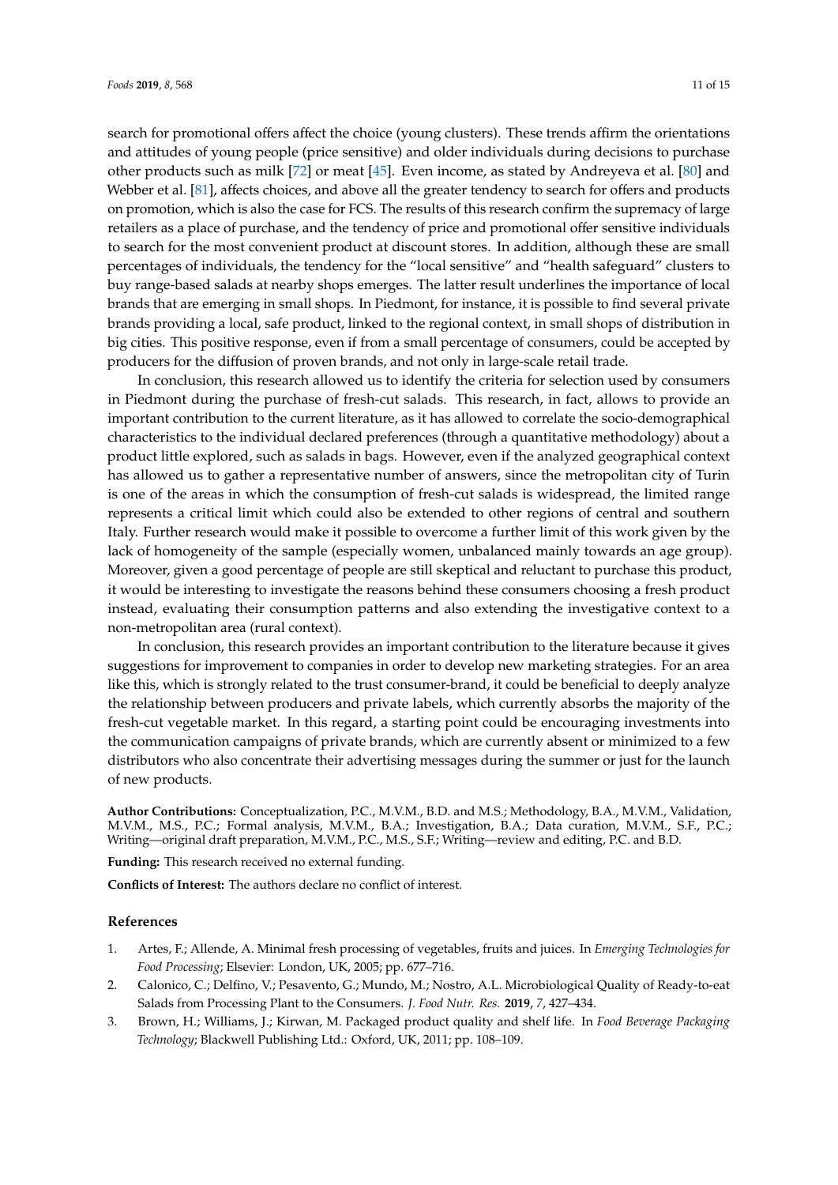search for promotional offers affect the choice (young clusters). These trends affirm the orientations and attitudes of young people (price sensitive) and older individuals during decisions to purchase other products such as milk [72] or meat [45]. Even income, as stated by Andreyeva et al. [80] and Webber et al. [81], affects choices, and above all the greater tendency to search for offers and products on promotion, which is also the case for FCS. The results of this research confirm the supremacy of large retailers as a place of purchase, and the tendency of price and promotional offer sensitive individuals to search for the most convenient product at discount stores. In addition, although these are small percentages of individuals, the tendency for the "local sensitive" and "health safeguard" clusters to buy range-based salads at nearby shops emerges. The latter result underlines the importance of local brands that are emerging in small shops. In Piedmont, for instance, it is possible to find several private brands providing a local, safe product, linked to the regional context, in small shops of distribution in big cities. This positive response, even if from a small percentage of consumers, could be accepted by producers for the diffusion of proven brands, and not only in large-scale retail trade.

In conclusion, this research allowed us to identify the criteria for selection used by consumers in Piedmont during the purchase of fresh-cut salads. This research, in fact, allows to provide an important contribution to the current literature, as it has allowed to correlate the socio-demographical characteristics to the individual declared preferences (through a quantitative methodology) about a product little explored, such as salads in bags. However, even if the analyzed geographical context has allowed us to gather a representative number of answers, since the metropolitan city of Turin is one of the areas in which the consumption of fresh-cut salads is widespread, the limited range represents a critical limit which could also be extended to other regions of central and southern Italy. Further research would make it possible to overcome a further limit of this work given by the lack of homogeneity of the sample (especially women, unbalanced mainly towards an age group). Moreover, given a good percentage of people are still skeptical and reluctant to purchase this product, it would be interesting to investigate the reasons behind these consumers choosing a fresh product instead, evaluating their consumption patterns and also extending the investigative context to a non-metropolitan area (rural context).

In conclusion, this research provides an important contribution to the literature because it gives suggestions for improvement to companies in order to develop new marketing strategies. For an area like this, which is strongly related to the trust consumer-brand, it could be beneficial to deeply analyze the relationship between producers and private labels, which currently absorbs the majority of the fresh-cut vegetable market. In this regard, a starting point could be encouraging investments into the communication campaigns of private brands, which are currently absent or minimized to a few distributors who also concentrate their advertising messages during the summer or just for the launch of new products.

**Author Contributions:** Conceptualization, P.C., M.V.M., B.D. and M.S.; Methodology, B.A., M.V.M., Validation, M.V.M., M.S., P.C.; Formal analysis, M.V.M., B.A.; Investigation, B.A.; Data curation, M.V.M., S.F., P.C.; Writing—original draft preparation, M.V.M., P.C., M.S., S.F.; Writing—review and editing, P.C. and B.D.

**Funding:** This research received no external funding.

**Conflicts of Interest:** The authors declare no conflict of interest.

## References

1. Artes, F.; Allende, A. Minimal fresh processing of vegetables, fruits and juices. In *Emerging Technologies for Food Processing*; Elsevier: London, UK, 2005; pp. 677–716.
2. Calonico, C.; Delfino, V.; Pesavento, G.; Mundo, M.; Nostro, A.L. Microbiological Quality of Ready-to-eat Salads from Processing Plant to the Consumers. *J. Food Nutr. Res.* **2019**, *7*, 427–434.
3. Brown, H.; Williams, J.; Kirwan, M. Packaged product quality and shelf life. In *Food Beverage Packaging Technology*; Blackwell Publishing Ltd.: Oxford, UK, 2011; pp. 108–109.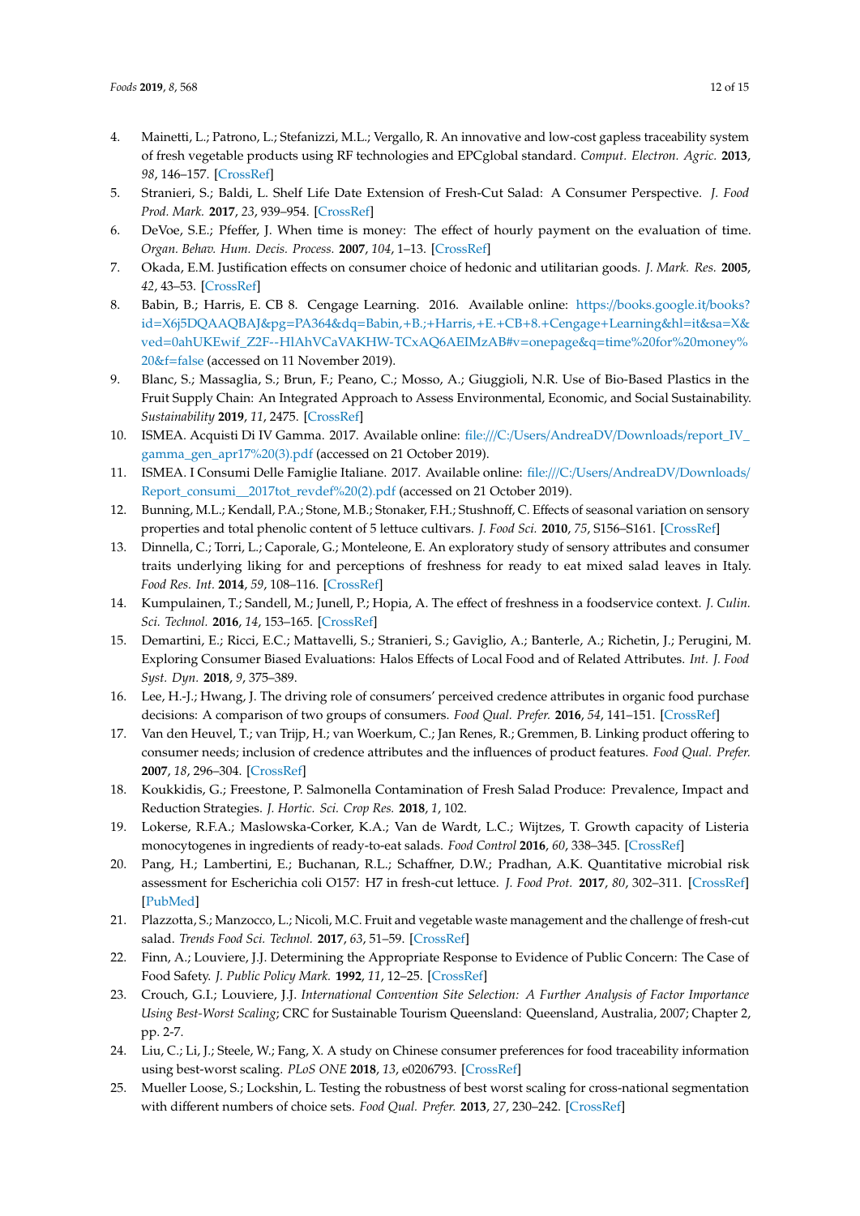4. Mainetti, L.; Patrono, L.; Stefanizzi, M.L.; Vergallo, R. An innovative and low-cost gapless traceability system of fresh vegetable products using RF technologies and EPCglobal standard. *Comput. Electron. Agric.* **2013**, *98*, 146–157. [CrossRef]
5. Stranieri, S.; Baldi, L. Shelf Life Date Extension of Fresh-Cut Salad: A Consumer Perspective. *J. Food Prod. Mark.* **2017**, *23*, 939–954. [CrossRef]
6. DeVoe, S.E.; Pfeffer, J. When time is money: The effect of hourly payment on the evaluation of time. *Organ. Behav. Hum. Decis. Process.* **2007**, *104*, 1–13. [CrossRef]
7. Okada, E.M. Justification effects on consumer choice of hedonic and utilitarian goods. *J. Mark. Res.* **2005**, *42*, 43–53. [CrossRef]
8. Babin, B.; Harris, E. CB 8. Cengage Learning. 2016. Available online: https://books.google.it/books?id=X6j5DQAAQBAJ&pg=PA364&dq=Babin,+B.;+Harris,+E.+CB+8.+Cengage+Learning&hl=it&sa=X&ved=0ahUKEwif_Z2F--HlAhVCaVAKHW-TCxAQ6AEIMzAB#v=onepage&q=time%20for%20money%20&f=false (accessed on 11 November 2019).
9. Blanc, S.; Massaglia, S.; Brun, F.; Peano, C.; Mosso, A.; Giuggioli, N.R. Use of Bio-Based Plastics in the Fruit Supply Chain: An Integrated Approach to Assess Environmental, Economic, and Social Sustainability. *Sustainability* **2019**, *11*, 2475. [CrossRef]
10. ISMEA. Acquisti Di IV Gamma. 2017. Available online: file:///C:/Users/AndreaDV/Downloads/report_IV_gamma_gen_apr17%20(3).pdf (accessed on 21 October 2019).
11. ISMEA. I Consumi Delle Famiglie Italiane. 2017. Available online: file:///C:/Users/AndreaDV/Downloads/Report_consumi__2017tot_revdef%20(2).pdf (accessed on 21 October 2019).
12. Bunning, M.L.; Kendall, P.A.; Stone, M.B.; Stonaker, F.H.; Stushnoff, C. Effects of seasonal variation on sensory properties and total phenolic content of 5 lettuce cultivars. *J. Food Sci.* **2010**, *75*, S156–S161. [CrossRef]
13. Dinnella, C.; Torri, L.; Caporale, G.; Monteleone, E. An exploratory study of sensory attributes and consumer traits underlying liking for and perceptions of freshness for ready to eat mixed salad leaves in Italy. *Food Res. Int.* **2014**, *59*, 108–116. [CrossRef]
14. Kumpulainen, T.; Sandell, M.; Junell, P.; Hopia, A. The effect of freshness in a foodservice context. *J. Culin. Sci. Technol.* **2016**, *14*, 153–165. [CrossRef]
15. Demartini, E.; Ricci, E.C.; Mattavelli, S.; Stranieri, S.; Gaviglio, A.; Banterle, A.; Richetin, J.; Perugini, M. Exploring Consumer Biased Evaluations: Halos Effects of Local Food and of Related Attributes. *Int. J. Food Syst. Dyn.* **2018**, *9*, 375–389.
16. Lee, H.-J.; Hwang, J. The driving role of consumers' perceived credence attributes in organic food purchase decisions: A comparison of two groups of consumers. *Food Qual. Prefer.* **2016**, *54*, 141–151. [CrossRef]
17. Van den Heuvel, T.; van Trijp, H.; van Woerkum, C.; Jan Renes, R.; Gremmen, B. Linking product offering to consumer needs; inclusion of credence attributes and the influences of product features. *Food Qual. Prefer.* **2007**, *18*, 296–304. [CrossRef]
18. Koukkidis, G.; Freestone, P. Salmonella Contamination of Fresh Salad Produce: Prevalence, Impact and Reduction Strategies. *J. Hortic. Sci. Crop Res.* **2018**, *1*, 102.
19. Lokerse, R.F.A.; Maslowska-Corker, K.A.; Van de Wardt, L.C.; Wijtzes, T. Growth capacity of Listeria monocytogenes in ingredients of ready-to-eat salads. *Food Control* **2016**, *60*, 338–345. [CrossRef]
20. Pang, H.; Lambertini, E.; Buchanan, R.L.; Schaffner, D.W.; Pradhan, A.K. Quantitative microbial risk assessment for Escherichia coli O157: H7 in fresh-cut lettuce. *J. Food Prot.* **2017**, *80*, 302–311. [CrossRef] [PubMed]
21. Plazzotta, S.; Manzocco, L.; Nicoli, M.C. Fruit and vegetable waste management and the challenge of fresh-cut salad. *Trends Food Sci. Technol.* **2017**, *63*, 51–59. [CrossRef]
22. Finn, A.; Louviere, J.J. Determining the Appropriate Response to Evidence of Public Concern: The Case of Food Safety. *J. Public Policy Mark.* **1992**, *11*, 12–25. [CrossRef]
23. Crouch, G.I.; Louviere, J.J. *International Convention Site Selection: A Further Analysis of Factor Importance Using Best-Worst Scaling*; CRC for Sustainable Tourism Queensland: Queensland, Australia, 2007; Chapter 2, pp. 2-7.
24. Liu, C.; Li, J.; Steele, W.; Fang, X. A study on Chinese consumer preferences for food traceability information using best-worst scaling. *PLoS ONE* **2018**, *13*, e0206793. [CrossRef]
25. Mueller Loose, S.; Lockshin, L. Testing the robustness of best worst scaling for cross-national segmentation with different numbers of choice sets. *Food Qual. Prefer.* **2013**, *27*, 230–242. [CrossRef]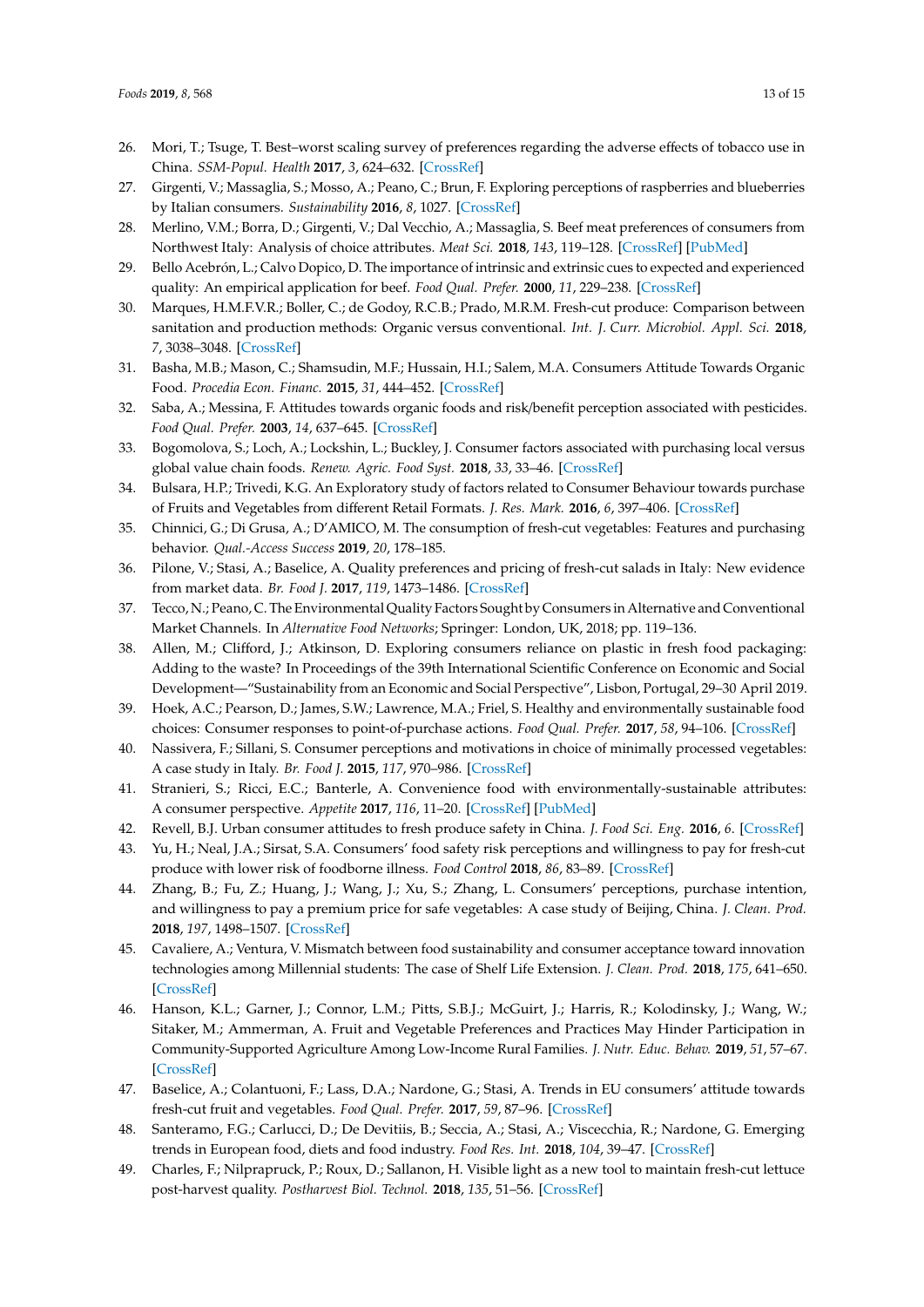26. Mori, T.; Tsuge, T. Best–worst scaling survey of preferences regarding the adverse effects of tobacco use in China. *SSM-Popul. Health* **2017**, *3*, 624–632. [CrossRef]
27. Girgenti, V.; Massaglia, S.; Mosso, A.; Peano, C.; Brun, F. Exploring perceptions of raspberries and blueberries by Italian consumers. *Sustainability* **2016**, *8*, 1027. [CrossRef]
28. Merlino, V.M.; Borra, D.; Girgenti, V.; Dal Vecchio, A.; Massaglia, S. Beef meat preferences of consumers from Northwest Italy: Analysis of choice attributes. *Meat Sci.* **2018**, *143*, 119–128. [CrossRef] [PubMed]
29. Bello Acebrón, L.; Calvo Dopico, D. The importance of intrinsic and extrinsic cues to expected and experienced quality: An empirical application for beef. *Food Qual. Prefer.* **2000**, *11*, 229–238. [CrossRef]
30. Marques, H.M.F.V.R.; Boller, C.; de Godoy, R.C.B.; Prado, M.R.M. Fresh-cut produce: Comparison between sanitation and production methods: Organic versus conventional. *Int. J. Curr. Microbiol. Appl. Sci.* **2018**, *7*, 3038–3048. [CrossRef]
31. Basha, M.B.; Mason, C.; Shamsudin, M.F.; Hussain, H.I.; Salem, M.A. Consumers Attitude Towards Organic Food. *Procedia Econ. Financ.* **2015**, *31*, 444–452. [CrossRef]
32. Saba, A.; Messina, F. Attitudes towards organic foods and risk/benefit perception associated with pesticides. *Food Qual. Prefer.* **2003**, *14*, 637–645. [CrossRef]
33. Bogomolova, S.; Loch, A.; Lockshin, L.; Buckley, J. Consumer factors associated with purchasing local versus global value chain foods. *Renew. Agric. Food Syst.* **2018**, *33*, 33–46. [CrossRef]
34. Bulsara, H.P.; Trivedi, K.G. An Exploratory study of factors related to Consumer Behaviour towards purchase of Fruits and Vegetables from different Retail Formats. *J. Res. Mark.* **2016**, *6*, 397–406. [CrossRef]
35. Chinnici, G.; Di Grusa, A.; D'AMICO, M. The consumption of fresh-cut vegetables: Features and purchasing behavior. *Qual.-Access Success* **2019**, *20*, 178–185.
36. Pilone, V.; Stasi, A.; Baselice, A. Quality preferences and pricing of fresh-cut salads in Italy: New evidence from market data. *Br. Food J.* **2017**, *119*, 1473–1486. [CrossRef]
37. Tecco, N.; Peano, C. The Environmental Quality Factors Sought by Consumers in Alternative and Conventional Market Channels. In *Alternative Food Networks*; Springer: London, UK, 2018; pp. 119–136.
38. Allen, M.; Clifford, J.; Atkinson, D. Exploring consumers reliance on plastic in fresh food packaging: Adding to the waste? In Proceedings of the 39th International Scientific Conference on Economic and Social Development—"Sustainability from an Economic and Social Perspective", Lisbon, Portugal, 29–30 April 2019.
39. Hoek, A.C.; Pearson, D.; James, S.W.; Lawrence, M.A.; Friel, S. Healthy and environmentally sustainable food choices: Consumer responses to point-of-purchase actions. *Food Qual. Prefer.* **2017**, *58*, 94–106. [CrossRef]
40. Nassivera, F.; Sillani, S. Consumer perceptions and motivations in choice of minimally processed vegetables: A case study in Italy. *Br. Food J.* **2015**, *117*, 970–986. [CrossRef]
41. Stranieri, S.; Ricci, E.C.; Banterle, A. Convenience food with environmentally-sustainable attributes: A consumer perspective. *Appetite* **2017**, *116*, 11–20. [CrossRef] [PubMed]
42. Revell, B.J. Urban consumer attitudes to fresh produce safety in China. *J. Food Sci. Eng.* **2016**, *6*. [CrossRef]
43. Yu, H.; Neal, J.A.; Sirsat, S.A. Consumers' food safety risk perceptions and willingness to pay for fresh-cut produce with lower risk of foodborne illness. *Food Control* **2018**, *86*, 83–89. [CrossRef]
44. Zhang, B.; Fu, Z.; Huang, J.; Wang, J.; Xu, S.; Zhang, L. Consumers' perceptions, purchase intention, and willingness to pay a premium price for safe vegetables: A case study of Beijing, China. *J. Clean. Prod.* **2018**, *197*, 1498–1507. [CrossRef]
45. Cavaliere, A.; Ventura, V. Mismatch between food sustainability and consumer acceptance toward innovation technologies among Millennial students: The case of Shelf Life Extension. *J. Clean. Prod.* **2018**, *175*, 641–650. [CrossRef]
46. Hanson, K.L.; Garner, J.; Connor, L.M.; Pitts, S.B.J.; McGuirt, J.; Harris, R.; Kolodinsky, J.; Wang, W.; Sitaker, M.; Ammerman, A. Fruit and Vegetable Preferences and Practices May Hinder Participation in Community-Supported Agriculture Among Low-Income Rural Families. *J. Nutr. Educ. Behav.* **2019**, *51*, 57–67. [CrossRef]
47. Baselice, A.; Colantuoni, F.; Lass, D.A.; Nardone, G.; Stasi, A. Trends in EU consumers' attitude towards fresh-cut fruit and vegetables. *Food Qual. Prefer.* **2017**, *59*, 87–96. [CrossRef]
48. Santeramo, F.G.; Carlucci, D.; De Devitiis, B.; Seccia, A.; Stasi, A.; Viscecchia, R.; Nardone, G. Emerging trends in European food, diets and food industry. *Food Res. Int.* **2018**, *104*, 39–47. [CrossRef]
49. Charles, F.; Nilprapruck, P.; Roux, D.; Sallanon, H. Visible light as a new tool to maintain fresh-cut lettuce post-harvest quality. *Postharvest Biol. Technol.* **2018**, *135*, 51–56. [CrossRef]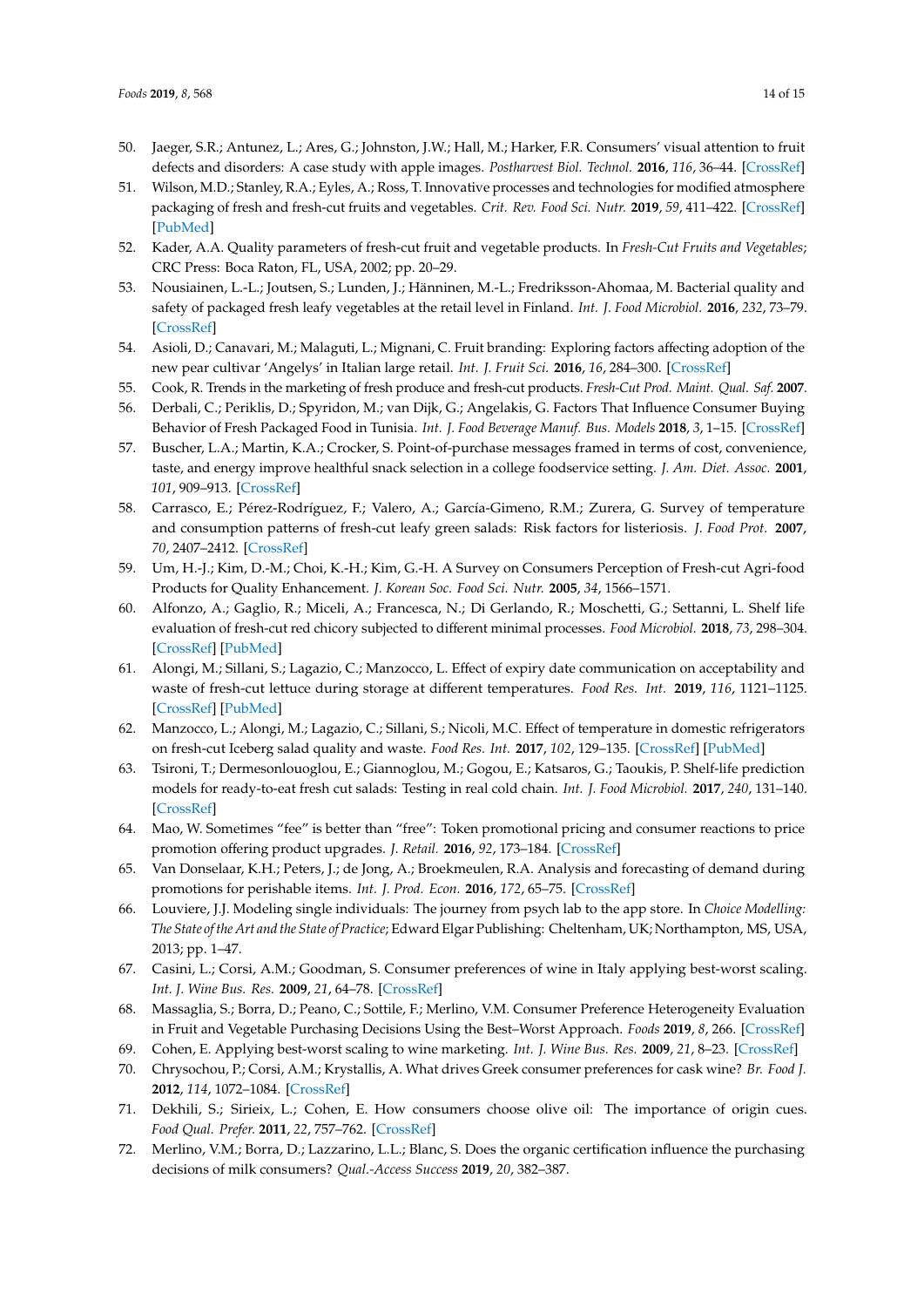50. Jaeger, S.R.; Antunez, L.; Ares, G.; Johnston, J.W.; Hall, M.; Harker, F.R. Consumers' visual attention to fruit defects and disorders: A case study with apple images. *Postharvest Biol. Technol.* **2016**, *116*, 36–44. [CrossRef]
51. Wilson, M.D.; Stanley, R.A.; Eyles, A.; Ross, T. Innovative processes and technologies for modified atmosphere packaging of fresh and fresh-cut fruits and vegetables. *Crit. Rev. Food Sci. Nutr.* **2019**, *59*, 411–422. [CrossRef] [PubMed]
52. Kader, A.A. Quality parameters of fresh-cut fruit and vegetable products. In *Fresh-Cut Fruits and Vegetables*; CRC Press: Boca Raton, FL, USA, 2002; pp. 20–29.
53. Nousiainen, L.-L.; Joutsen, S.; Lunden, J.; Hänninen, M.-L.; Fredriksson-Ahomaa, M. Bacterial quality and safety of packaged fresh leafy vegetables at the retail level in Finland. *Int. J. Food Microbiol.* **2016**, *232*, 73–79. [CrossRef]
54. Asioli, D.; Canavari, M.; Malaguti, L.; Mignani, C. Fruit branding: Exploring factors affecting adoption of the new pear cultivar 'Angelys' in Italian large retail. *Int. J. Fruit Sci.* **2016**, *16*, 284–300. [CrossRef]
55. Cook, R. Trends in the marketing of fresh produce and fresh-cut products. *Fresh-Cut Prod. Maint. Qual. Saf.* **2007**.
56. Derbali, C.; Periklis, D.; Spyridon, M.; van Dijk, G.; Angelakis, G. Factors That Influence Consumer Buying Behavior of Fresh Packaged Food in Tunisia. *Int. J. Food Beverage Manuf. Bus. Models* **2018**, *3*, 1–15. [CrossRef]
57. Buscher, L.A.; Martin, K.A.; Crocker, S. Point-of-purchase messages framed in terms of cost, convenience, taste, and energy improve healthful snack selection in a college foodservice setting. *J. Am. Diet. Assoc.* **2001**, *101*, 909–913. [CrossRef]
58. Carrasco, E.; Pérez-Rodríguez, F.; Valero, A.; García-Gimeno, R.M.; Zurera, G. Survey of temperature and consumption patterns of fresh-cut leafy green salads: Risk factors for listeriosis. *J. Food Prot.* **2007**, *70*, 2407–2412. [CrossRef]
59. Um, H.-J.; Kim, D.-M.; Choi, K.-H.; Kim, G.-H. A Survey on Consumers Perception of Fresh-cut Agri-food Products for Quality Enhancement. *J. Korean Soc. Food Sci. Nutr.* **2005**, *34*, 1566–1571.
60. Alfonzo, A.; Gaglio, R.; Miceli, A.; Francesca, N.; Di Gerlando, R.; Moschetti, G.; Settanni, L. Shelf life evaluation of fresh-cut red chicory subjected to different minimal processes. *Food Microbiol.* **2018**, *73*, 298–304. [CrossRef] [PubMed]
61. Alongi, M.; Sillani, S.; Lagazio, C.; Manzocco, L. Effect of expiry date communication on acceptability and waste of fresh-cut lettuce during storage at different temperatures. *Food Res. Int.* **2019**, *116*, 1121–1125. [CrossRef] [PubMed]
62. Manzocco, L.; Alongi, M.; Lagazio, C.; Sillani, S.; Nicoli, M.C. Effect of temperature in domestic refrigerators on fresh-cut Iceberg salad quality and waste. *Food Res. Int.* **2017**, *102*, 129–135. [CrossRef] [PubMed]
63. Tsironi, T.; Dermesonlouoglou, E.; Giannoglou, M.; Gogou, E.; Katsaros, G.; Taoukis, P. Shelf-life prediction models for ready-to-eat fresh cut salads: Testing in real cold chain. *Int. J. Food Microbiol.* **2017**, *240*, 131–140. [CrossRef]
64. Mao, W. Sometimes "fee" is better than "free": Token promotional pricing and consumer reactions to price promotion offering product upgrades. *J. Retail.* **2016**, *92*, 173–184. [CrossRef]
65. Van Donselaar, K.H.; Peters, J.; de Jong, A.; Broekmeulen, R.A. Analysis and forecasting of demand during promotions for perishable items. *Int. J. Prod. Econ.* **2016**, *172*, 65–75. [CrossRef]
66. Louviere, J.J. Modeling single individuals: The journey from psych lab to the app store. In *Choice Modelling: The State of the Art and the State of Practice*; Edward Elgar Publishing: Cheltenham, UK; Northampton, MS, USA, 2013; pp. 1–47.
67. Casini, L.; Corsi, A.M.; Goodman, S. Consumer preferences of wine in Italy applying best-worst scaling. *Int. J. Wine Bus. Res.* **2009**, *21*, 64–78. [CrossRef]
68. Massaglia, S.; Borra, D.; Peano, C.; Sottile, F.; Merlino, V.M. Consumer Preference Heterogeneity Evaluation in Fruit and Vegetable Purchasing Decisions Using the Best–Worst Approach. *Foods* **2019**, *8*, 266. [CrossRef]
69. Cohen, E. Applying best-worst scaling to wine marketing. *Int. J. Wine Bus. Res.* **2009**, *21*, 8–23. [CrossRef]
70. Chrysochou, P.; Corsi, A.M.; Krystallis, A. What drives Greek consumer preferences for cask wine? *Br. Food J.* **2012**, *114*, 1072–1084. [CrossRef]
71. Dekhili, S.; Sirieix, L.; Cohen, E. How consumers choose olive oil: The importance of origin cues. *Food Qual. Prefer.* **2011**, *22*, 757–762. [CrossRef]
72. Merlino, V.M.; Borra, D.; Lazzarino, L.L.; Blanc, S. Does the organic certification influence the purchasing decisions of milk consumers? *Qual.-Access Success* **2019**, *20*, 382–387.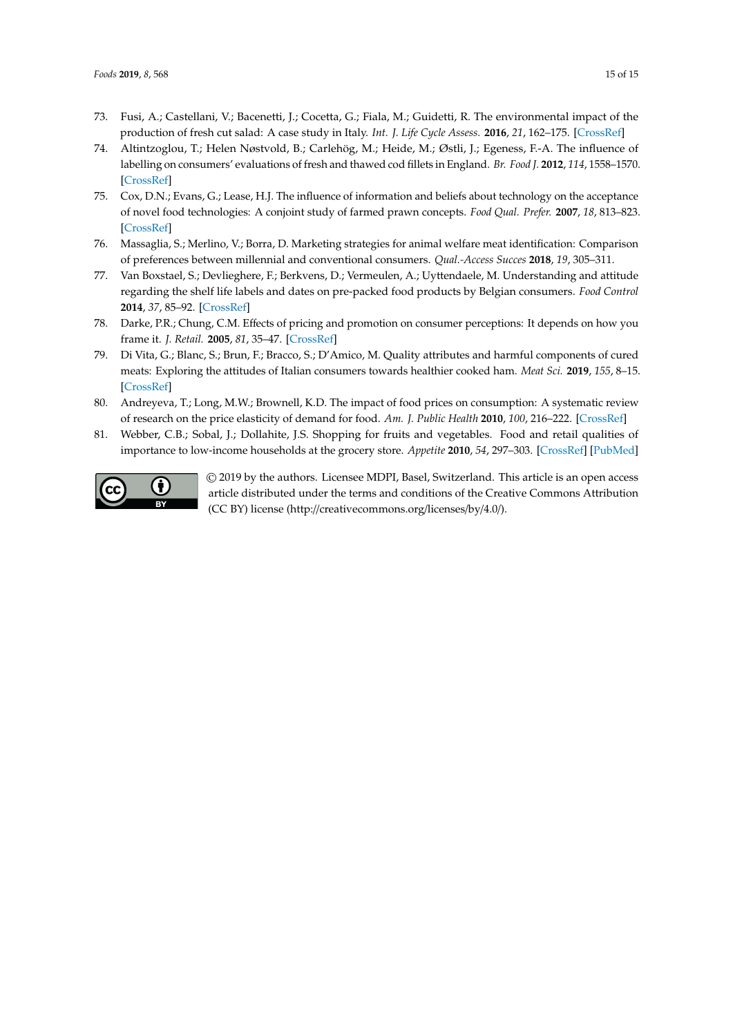73. Fusi, A.; Castellani, V.; Bacenetti, J.; Cocetta, G.; Fiala, M.; Guidetti, R. The environmental impact of the production of fresh cut salad: A case study in Italy. *Int. J. Life Cycle Assess.* **2016**, *21*, 162–175. [CrossRef]
74. Altintzoglou, T.; Helen Nøstvold, B.; Carlehög, M.; Heide, M.; Østli, J.; Egeness, F.-A. The influence of labelling on consumers' evaluations of fresh and thawed cod fillets in England. *Br. Food J.* **2012**, *114*, 1558–1570. [CrossRef]
75. Cox, D.N.; Evans, G.; Lease, H.J. The influence of information and beliefs about technology on the acceptance of novel food technologies: A conjoint study of farmed prawn concepts. *Food Qual. Prefer.* **2007**, *18*, 813–823. [CrossRef]
76. Massaglia, S.; Merlino, V.; Borra, D. Marketing strategies for animal welfare meat identification: Comparison of preferences between millennial and conventional consumers. *Qual.-Access Succes* **2018**, *19*, 305–311.
77. Van Boxstael, S.; Devlieghere, F.; Berkvens, D.; Vermeulen, A.; Uyttendaele, M. Understanding and attitude regarding the shelf life labels and dates on pre-packed food products by Belgian consumers. *Food Control* **2014**, *37*, 85–92. [CrossRef]
78. Darke, P.R.; Chung, C.M. Effects of pricing and promotion on consumer perceptions: It depends on how you frame it. *J. Retail.* **2005**, *81*, 35–47. [CrossRef]
79. Di Vita, G.; Blanc, S.; Brun, F.; Bracco, S.; D'Amico, M. Quality attributes and harmful components of cured meats: Exploring the attitudes of Italian consumers towards healthier cooked ham. *Meat Sci.* **2019**, *155*, 8–15. [CrossRef]
80. Andreyeva, T.; Long, M.W.; Brownell, K.D. The impact of food prices on consumption: A systematic review of research on the price elasticity of demand for food. *Am. J. Public Health* **2010**, *100*, 216–222. [CrossRef]
81. Webber, C.B.; Sobal, J.; Dollahite, J.S. Shopping for fruits and vegetables. Food and retail qualities of importance to low-income households at the grocery store. *Appetite* **2010**, *54*, 297–303. [CrossRef] [PubMed]

© 2019 by the authors. Licensee MDPI, Basel, Switzerland. This article is an open access article distributed under the terms and conditions of the Creative Commons Attribution (CC BY) license (http://creativecommons.org/licenses/by/4.0/).